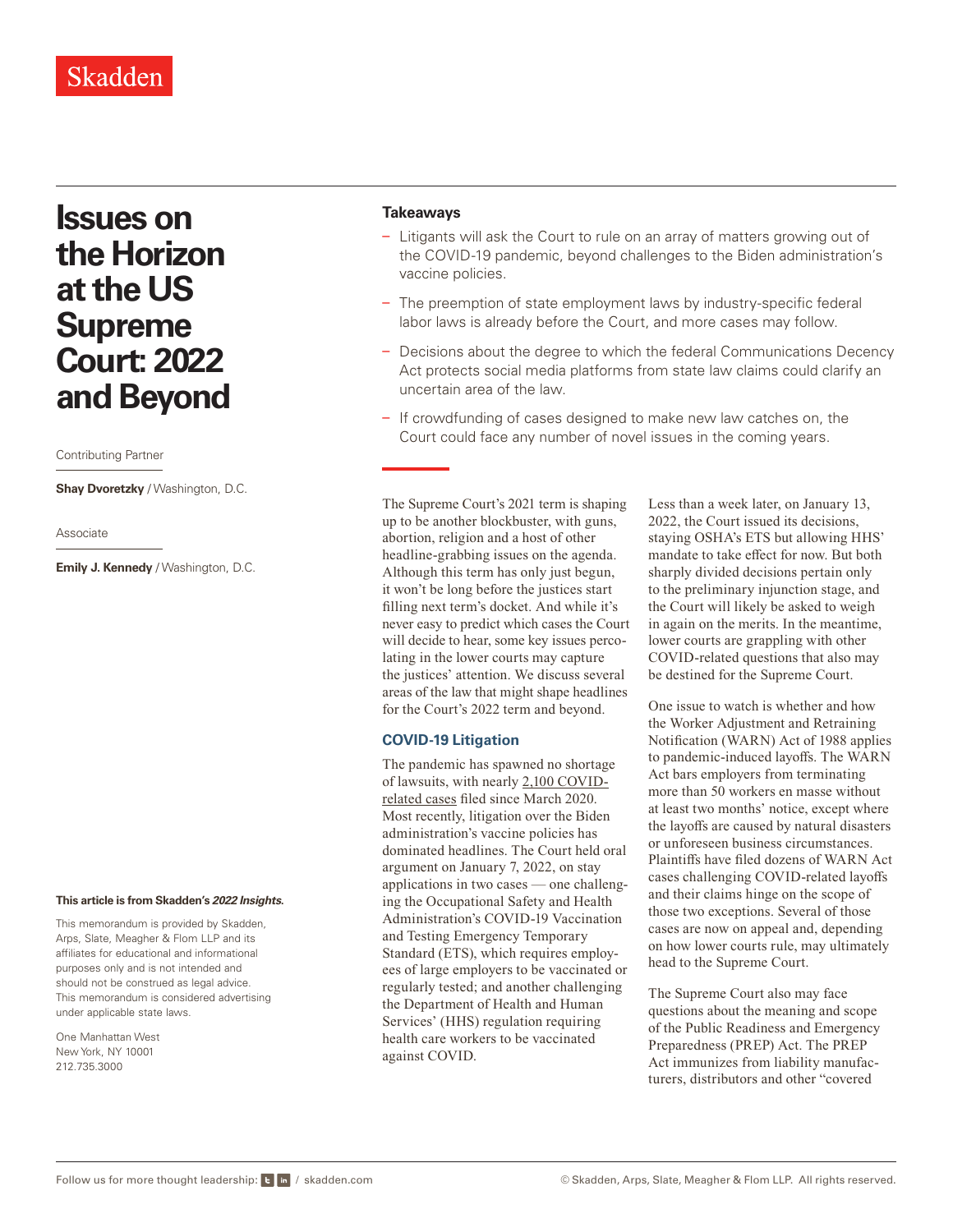Skadden

# Issues on the Horizon at the US Supreme Court: 2022 and Beyond

Contributing Partner

**Shay Dvoretzky** / Washington, D.C.

Associate

**Emily J. Kennedy** / Washington, D.C.

**This article is from Skadden's *2022 Insights*.**

This memorandum is provided by Skadden, Arps, Slate, Meagher & Flom LLP and its affiliates for educational and informational purposes only and is not intended and should not be construed as legal advice. This memorandum is considered advertising under applicable state laws.

One Manhattan West
New York, NY 10001
212.735.3000

**Takeaways**

- Litigants will ask the Court to rule on an array of matters growing out of the COVID-19 pandemic, beyond challenges to the Biden administration's vaccine policies.
- The preemption of state employment laws by industry-specific federal labor laws is already before the Court, and more cases may follow.
- Decisions about the degree to which the federal Communications Decency Act protects social media platforms from state law claims could clarify an uncertain area of the law.
- If crowdfunding of cases designed to make new law catches on, the Court could face any number of novel issues in the coming years.

The Supreme Court's 2021 term is shaping up to be another blockbuster, with guns, abortion, religion and a host of other headline-grabbing issues on the agenda. Although this term has only just begun, it won't be long before the justices start filling next term's docket. And while it's never easy to predict which cases the Court will decide to hear, some key issues percolating in the lower courts may capture the justices' attention. We discuss several areas of the law that might shape headlines for the Court's 2022 term and beyond.

## COVID-19 Litigation

The pandemic has spawned no shortage of lawsuits, with nearly 2,100 COVID-related cases filed since March 2020. Most recently, litigation over the Biden administration's vaccine policies has dominated headlines. The Court held oral argument on January 7, 2022, on stay applications in two cases — one challenging the Occupational Safety and Health Administration's COVID-19 Vaccination and Testing Emergency Temporary Standard (ETS), which requires employees of large employers to be vaccinated or regularly tested; and another challenging the Department of Health and Human Services' (HHS) regulation requiring health care workers to be vaccinated against COVID.

Less than a week later, on January 13, 2022, the Court issued its decisions, staying OSHA's ETS but allowing HHS' mandate to take effect for now. But both sharply divided decisions pertain only to the preliminary injunction stage, and the Court will likely be asked to weigh in again on the merits. In the meantime, lower courts are grappling with other COVID-related questions that also may be destined for the Supreme Court.

One issue to watch is whether and how the Worker Adjustment and Retraining Notification (WARN) Act of 1988 applies to pandemic-induced layoffs. The WARN Act bars employers from terminating more than 50 workers en masse without at least two months' notice, except where the layoffs are caused by natural disasters or unforeseen business circumstances. Plaintiffs have filed dozens of WARN Act cases challenging COVID-related layoffs and their claims hinge on the scope of those two exceptions. Several of those cases are now on appeal and, depending on how lower courts rule, may ultimately head to the Supreme Court.

The Supreme Court also may face questions about the meaning and scope of the Public Readiness and Emergency Preparedness (PREP) Act. The PREP Act immunizes from liability manufacturers, distributors and other "covered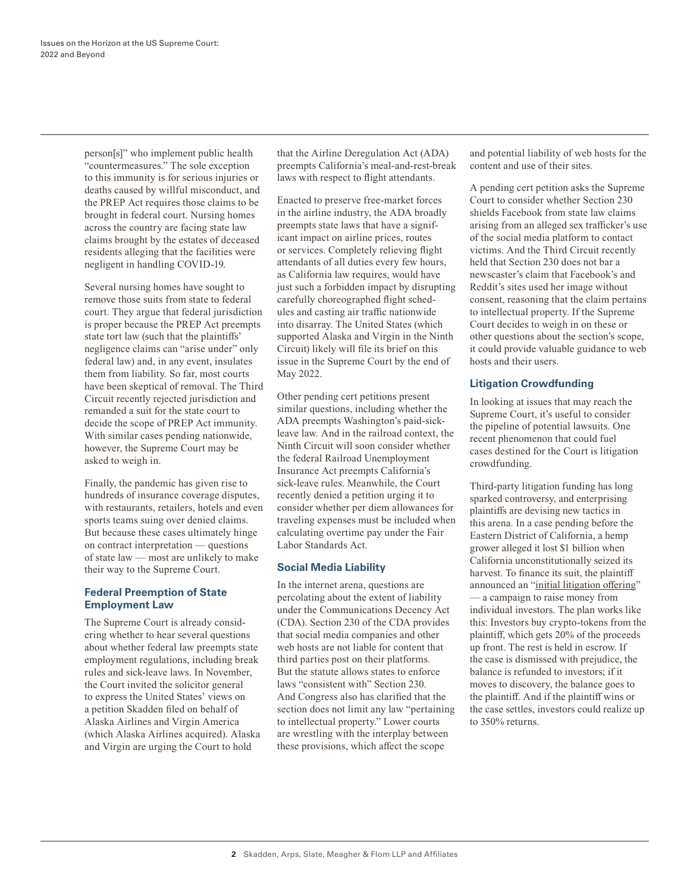person[s]" who implement public health "countermeasures." The sole exception to this immunity is for serious injuries or deaths caused by willful misconduct, and the PREP Act requires those claims to be brought in federal court. Nursing homes across the country are facing state law claims brought by the estates of deceased residents alleging that the facilities were negligent in handling COVID-19.

Several nursing homes have sought to remove those suits from state to federal court. They argue that federal jurisdiction is proper because the PREP Act preempts state tort law (such that the plaintiffs' negligence claims can "arise under" only federal law) and, in any event, insulates them from liability. So far, most courts have been skeptical of removal. The Third Circuit recently rejected jurisdiction and remanded a suit for the state court to decide the scope of PREP Act immunity. With similar cases pending nationwide, however, the Supreme Court may be asked to weigh in.

Finally, the pandemic has given rise to hundreds of insurance coverage disputes, with restaurants, retailers, hotels and even sports teams suing over denied claims. But because these cases ultimately hinge on contract interpretation — questions of state law — most are unlikely to make their way to the Supreme Court.

### Federal Preemption of State Employment Law

The Supreme Court is already considering whether to hear several questions about whether federal law preempts state employment regulations, including break rules and sick-leave laws. In November, the Court invited the solicitor general to express the United States' views on a petition Skadden filed on behalf of Alaska Airlines and Virgin America (which Alaska Airlines acquired). Alaska and Virgin are urging the Court to hold that the Airline Deregulation Act (ADA) preempts California's meal-and-rest-break laws with respect to flight attendants.

Enacted to preserve free-market forces in the airline industry, the ADA broadly preempts state laws that have a significant impact on airline prices, routes or services. Completely relieving flight attendants of all duties every few hours, as California law requires, would have just such a forbidden impact by disrupting carefully choreographed flight schedules and casting air traffic nationwide into disarray. The United States (which supported Alaska and Virgin in the Ninth Circuit) likely will file its brief on this issue in the Supreme Court by the end of May 2022.

Other pending cert petitions present similar questions, including whether the ADA preempts Washington's paid-sick-leave law. And in the railroad context, the Ninth Circuit will soon consider whether the federal Railroad Unemployment Insurance Act preempts California's sick-leave rules. Meanwhile, the Court recently denied a petition urging it to consider whether per diem allowances for traveling expenses must be included when calculating overtime pay under the Fair Labor Standards Act.

### Social Media Liability

In the internet arena, questions are percolating about the extent of liability under the Communications Decency Act (CDA). Section 230 of the CDA provides that social media companies and other web hosts are not liable for content that third parties post on their platforms. But the statute allows states to enforce laws "consistent with" Section 230. And Congress also has clarified that the section does not limit any law "pertaining to intellectual property." Lower courts are wrestling with the interplay between these provisions, which affect the scope and potential liability of web hosts for the content and use of their sites.

A pending cert petition asks the Supreme Court to consider whether Section 230 shields Facebook from state law claims arising from an alleged sex trafficker's use of the social media platform to contact victims. And the Third Circuit recently held that Section 230 does not bar a newscaster's claim that Facebook's and Reddit's sites used her image without consent, reasoning that the claim pertains to intellectual property. If the Supreme Court decides to weigh in on these or other questions about the section's scope, it could provide valuable guidance to web hosts and their users.

### Litigation Crowdfunding

In looking at issues that may reach the Supreme Court, it's useful to consider the pipeline of potential lawsuits. One recent phenomenon that could fuel cases destined for the Court is litigation crowdfunding.

Third-party litigation funding has long sparked controversy, and enterprising plaintiffs are devising new tactics in this arena. In a case pending before the Eastern District of California, a hemp grower alleged it lost $1 billion when California unconstitutionally seized its harvest. To finance its suit, the plaintiff announced an "initial litigation offering" — a campaign to raise money from individual investors. The plan works like this: Investors buy crypto-tokens from the plaintiff, which gets 20% of the proceeds up front. The rest is held in escrow. If the case is dismissed with prejudice, the balance is refunded to investors; if it moves to discovery, the balance goes to the plaintiff. And if the plaintiff wins or the case settles, investors could realize up to 350% returns.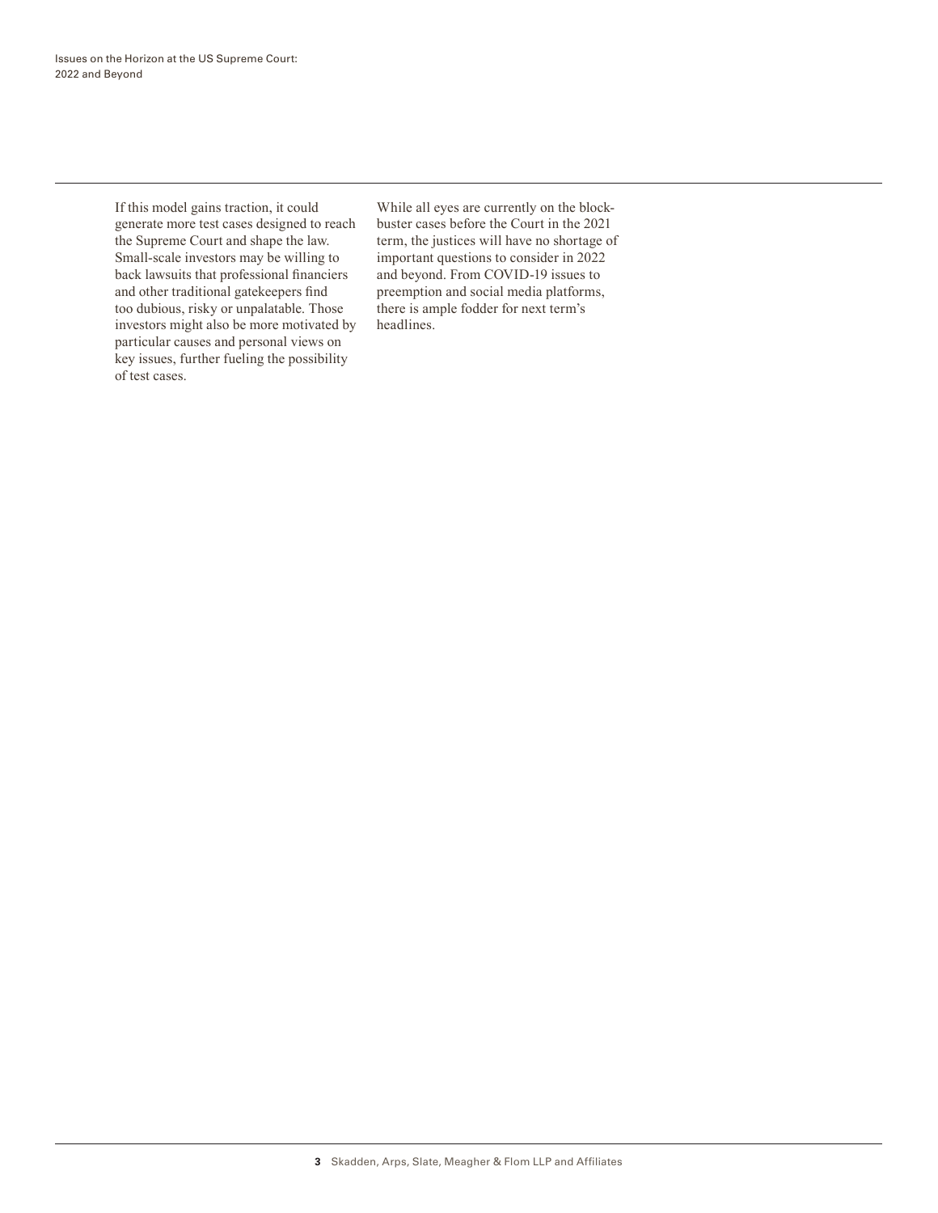If this model gains traction, it could generate more test cases designed to reach the Supreme Court and shape the law. Small-scale investors may be willing to back lawsuits that professional financiers and other traditional gatekeepers find too dubious, risky or unpalatable. Those investors might also be more motivated by particular causes and personal views on key issues, further fueling the possibility of test cases.

While all eyes are currently on the blockbuster cases before the Court in the 2021 term, the justices will have no shortage of important questions to consider in 2022 and beyond. From COVID-19 issues to preemption and social media platforms, there is ample fodder for next term's headlines.